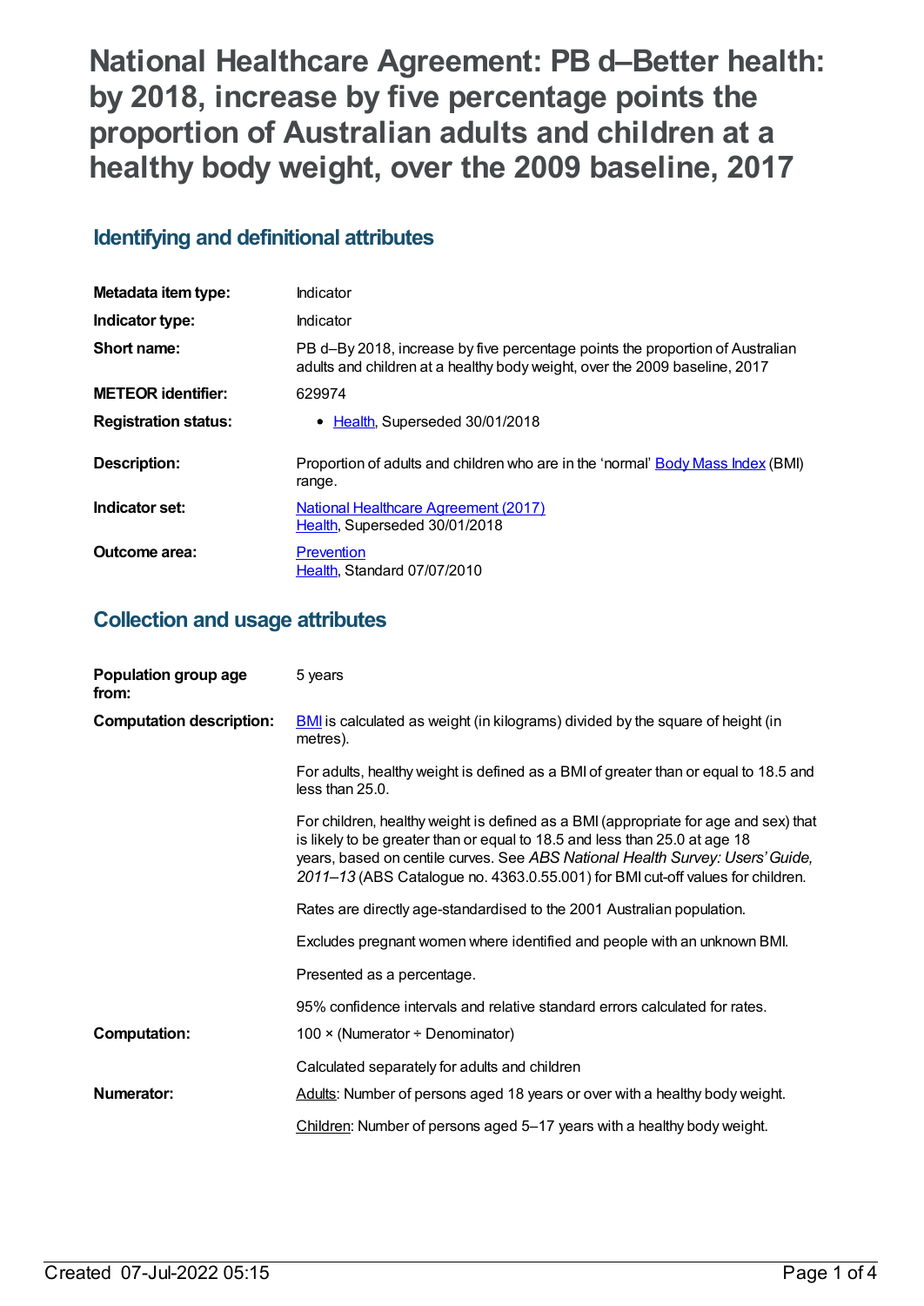# National Healthcare Agreement: PB d–Better health: by 2018, increase by five percentage points the proportion of Australian adults and children at a healthy body weight, over the 2009 baseline, 2017

## Identifying and definitional attributes

| | |
|---|---|
| **Metadata item type:** | Indicator |
| **Indicator type:** | Indicator |
| **Short name:** | PB d–By 2018, increase by five percentage points the proportion of Australian adults and children at a healthy body weight, over the 2009 baseline, 2017 |
| **METEOR identifier:** | 629974 |
| **Registration status:** | • Health, Superseded 30/01/2018 |
| **Description:** | Proportion of adults and children who are in the 'normal' Body Mass Index (BMI) range. |
| **Indicator set:** | National Healthcare Agreement (2017)<br>Health, Superseded 30/01/2018 |
| **Outcome area:** | Prevention<br>Health, Standard 07/07/2010 |

## Collection and usage attributes

| | |
|---|---|
| **Population group age from:** | 5 years |
| **Computation description:** | BMI is calculated as weight (in kilograms) divided by the square of height (in metres).<br><br>For adults, healthy weight is defined as a BMI of greater than or equal to 18.5 and less than 25.0.<br><br>For children, healthy weight is defined as a BMI (appropriate for age and sex) that is likely to be greater than or equal to 18.5 and less than 25.0 at age 18 years, based on centile curves. See *ABS National Health Survey: Users' Guide, 2011–13* (ABS Catalogue no. 4363.0.55.001) for BMI cut-off values for children.<br><br>Rates are directly age-standardised to the 2001 Australian population.<br><br>Excludes pregnant women where identified and people with an unknown BMI.<br><br>Presented as a percentage.<br><br>95% confidence intervals and relative standard errors calculated for rates. |
| **Computation:** | 100 × (Numerator ÷ Denominator)<br><br>Calculated separately for adults and children |
| **Numerator:** | Adults: Number of persons aged 18 years or over with a healthy body weight.<br><br>Children: Number of persons aged 5–17 years with a healthy body weight. |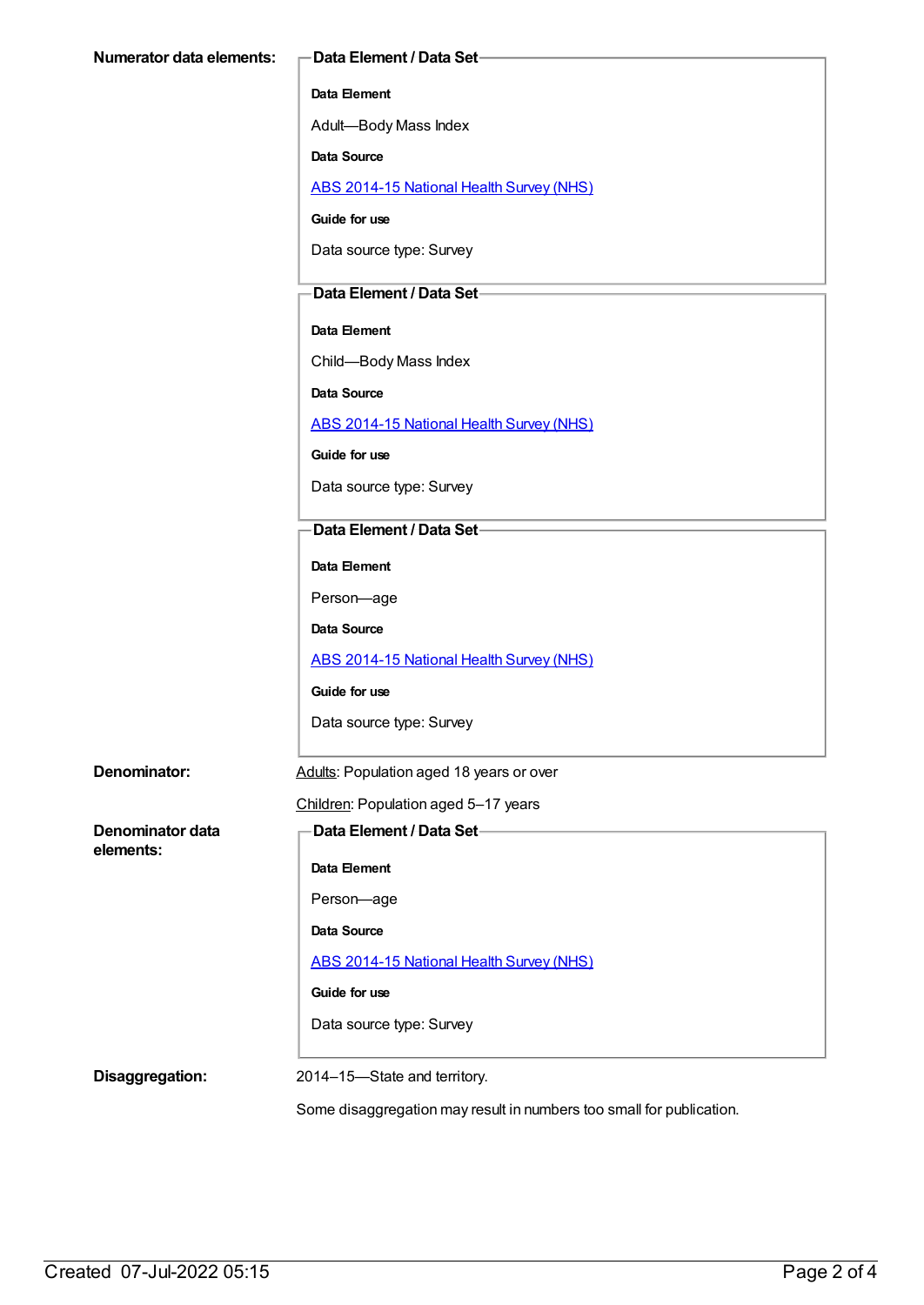**Numerator data elements:**

**Data Element / Data Set**

**Data Element**

Adult—Body Mass Index

**Data Source**

[ABS 2014-15 National Health Survey (NHS)]

**Guide for use**

Data source type: Survey

**Data Element / Data Set**

**Data Element**

Child—Body Mass Index

**Data Source**

[ABS 2014-15 National Health Survey (NHS)]

**Guide for use**

Data source type: Survey

**Data Element / Data Set**

**Data Element**

Person—age

**Data Source**

[ABS 2014-15 National Health Survey (NHS)]

**Guide for use**

Data source type: Survey

**Denominator:**

Adults: Population aged 18 years or over

Children: Population aged 5–17 years

**Denominator data elements:**

**Data Element / Data Set**

**Data Element**

Person—age

**Data Source**

[ABS 2014-15 National Health Survey (NHS)]

**Guide for use**

Data source type: Survey

**Disaggregation:**

2014–15—State and territory.

Some disaggregation may result in numbers too small for publication.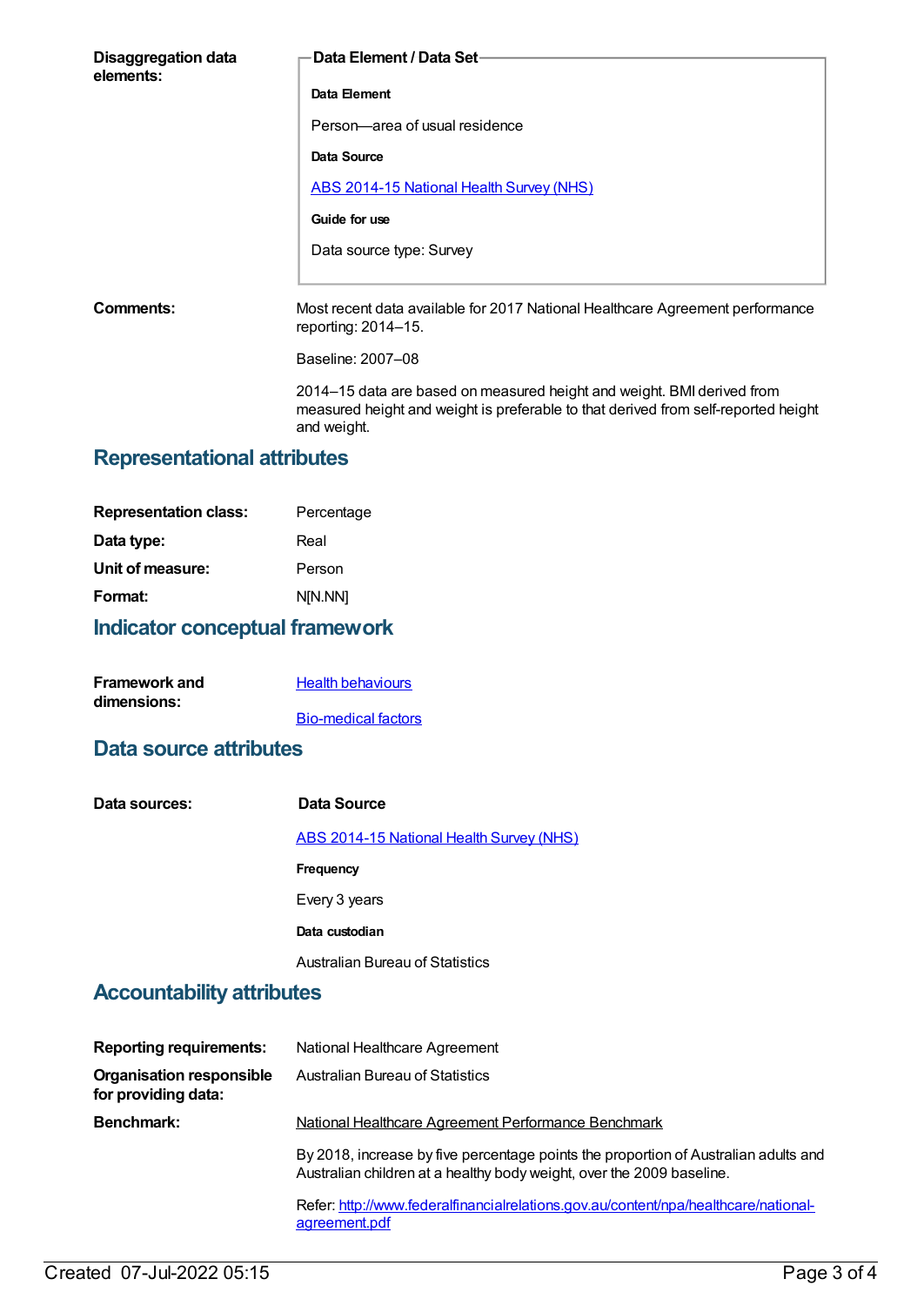**Disaggregation data elements:**

**Data Element / Data Set**

**Data Element**

Person—area of usual residence

**Data Source**

[ABS 2014-15 National Health Survey (NHS)]

**Guide for use**

Data source type: Survey

**Comments:**

Most recent data available for 2017 National Healthcare Agreement performance reporting: 2014–15.

Baseline: 2007–08

2014–15 data are based on measured height and weight. BMI derived from measured height and weight is preferable to that derived from self-reported height and weight.

## Representational attributes

| | |
|---|---|
| **Representation class:** | Percentage |
| **Data type:** | Real |
| **Unit of measure:** | Person |
| **Format:** | N[N.NN] |

## Indicator conceptual framework

**Framework and dimensions:**

[Health behaviours]

[Bio-medical factors]

## Data source attributes

**Data sources:**

**Data Source**

[ABS 2014-15 National Health Survey (NHS)]

**Frequency**

Every 3 years

**Data custodian**

Australian Bureau of Statistics

## Accountability attributes

| | |
|---|---|
| **Reporting requirements:** | National Healthcare Agreement |
| **Organisation responsible for providing data:** | Australian Bureau of Statistics |

**Benchmark:**

National Healthcare Agreement Performance Benchmark

By 2018, increase by five percentage points the proportion of Australian adults and Australian children at a healthy body weight, over the 2009 baseline.

Refer: http://www.federalfinancialrelations.gov.au/content/npa/healthcare/national-agreement.pdf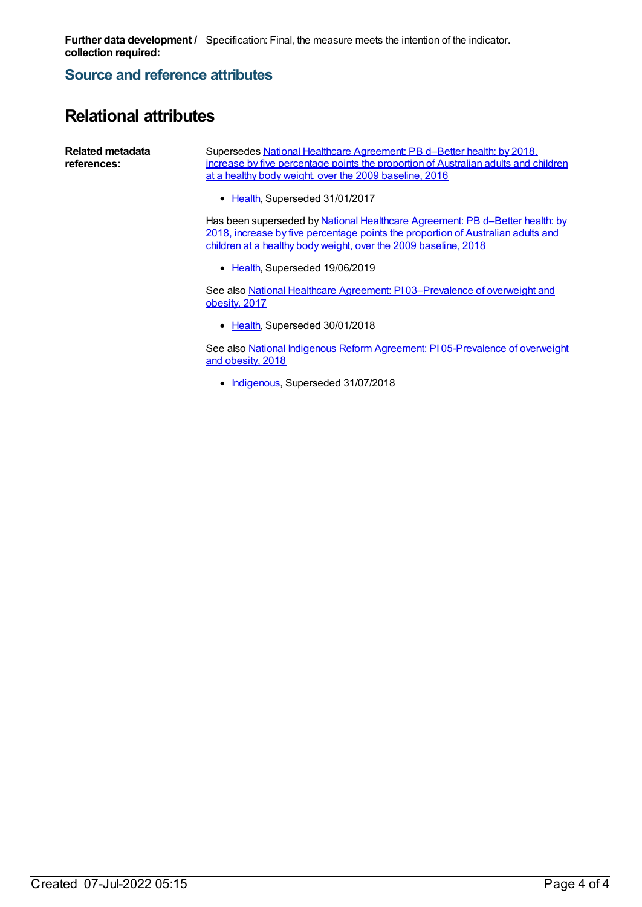**Further data development / collection required:** Specification: Final, the measure meets the intention of the indicator.

## Source and reference attributes

# Relational attributes

**Related metadata references:**

Supersedes National Healthcare Agreement: PB d–Better health: by 2018, increase by five percentage points the proportion of Australian adults and children at a healthy body weight, over the 2009 baseline, 2016

- Health, Superseded 31/01/2017

Has been superseded by National Healthcare Agreement: PB d–Better health: by 2018, increase by five percentage points the proportion of Australian adults and children at a healthy body weight, over the 2009 baseline, 2018

- Health, Superseded 19/06/2019

See also National Healthcare Agreement: PI 03–Prevalence of overweight and obesity, 2017

- Health, Superseded 30/01/2018

See also National Indigenous Reform Agreement: PI 05-Prevalence of overweight and obesity, 2018

- Indigenous, Superseded 31/07/2018